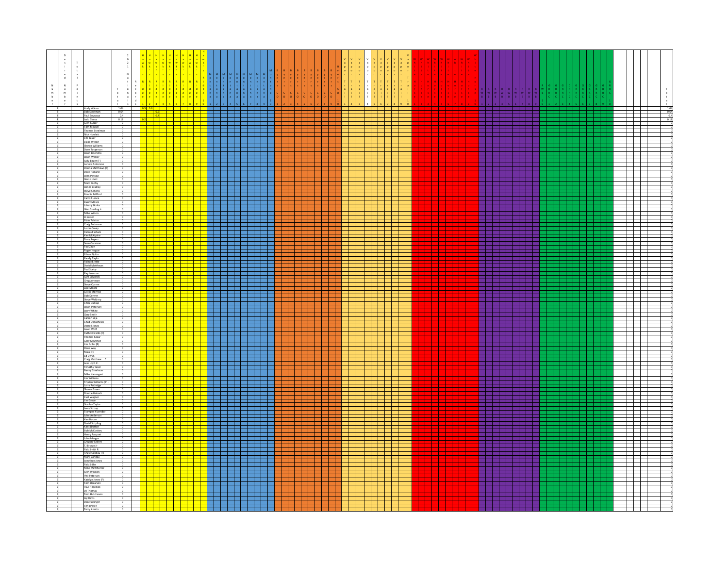| Number | Desired Number | Total Points | | Total | 2021 Nationals | Records | Hawks Ridge 1 | Hawks Ridge 2 | Hawks Ridge 3 | Hawks Ridge 4 | Hawks Ridge 5 | Hawks Ridge 6 | Hawks Ridge 7 | Hawks Ridge 8 | Hawks Ridge 9 | Hawks Ridge 10 | Montana 1 | Montana 2 | Montana 3 | Montana 4 | Montana 5 | Montana 6 | Montana 7 | Montana 8 | Montana 9 | Montana 10 | Bryers CO 1 | Bryers CO 2 | Bryers CO 3 | Bryers CO 4 | Bryers CO 5 | Bryers CO 6 | Bryers CO 7 | Bryers CO 8 | Bryers CO 9 | Bryers CO 10 | Vapor Trail 1 | Vapor Trail 2 | Vapor Trail 3 | Vapor Trail 4 | Vapor Trail 5 | Vapor Trail 6 | Vapor Trail 7 | Vapor Trail 8 | Vapor Trail 9 | Vapor Trail 10 | W 1 | W 2 | W 3 | W 4 | W 5 | W 6 | W 7 | W 8 | W 9 | W 10 | RWB 1 | RWB 2 | RWB 3 | RWB 4 | RWB 5 | RWB 6 | RWB 7 | RWB 8 | RWB 9 | RWB 10 | GRRC 1 | GRRC 2 | GRRC 3 | GRRC 4 | GRRC 5 | GRRC 6 | GRRC 7 | GRRC 8 | GRRC 9 | GRRC 10 | Total |
|---|---|---|---|---|---|---|---|---|---|---|---|---|---|---|---|---|---|---|---|---|---|---|---|---|---|---|---|---|---|---|---|---|---|---|---|---|---|---|---|---|---|---|---|---|---|---|---|---|---|---|---|---|---|---|---|---|---|---|---|---|---|---|---|---|---|---|---|---|---|---|---|---|---|---|---|---|---|
| 1 | | | Andy Walser | 1.04 | | | 0.44 | 0.6 | | | | | | | | | | | | | | | | | | | | | | | | | | | | | | | | | | | | | | | | | | | | | | | | | | | | | | | | | | | | | | | | | | | 1.04 |
| 2 | | | Bob Steelman | 0.64 | | | | 0.64 | | | | | | | | | | | | | | | | | | | | | | | | | | | | | | | | | | | | | | | | | | | | | | | | | | | | | | | | | | | | | | | | | | 0.64 |
| 3 | | | Paul Bovrassa | 0.4 | | | | 0.4 | | | | | | | | | | | | | | | | | | | | | | | | | | | | | | | | | | | | | | | | | | | | | | | | | | | | | | | | | | | | | | | | | 0.4 |
| 4 | | | Jack Elkins | 0.18 | | | 0.18 | | | | | | | | | | | | | | | | | | | | | | | | | | | | | | | | | | | | | | | | | | | | | | | | | | | | | | | | | | | | | | | | | | 0.18 |
| 5 | | | Glen Kulzer | 0 | | | | | | | | | | | | | | | | | | | | | | | | | | | | | | | | | | | | | | | | | | | | | | | | | | | | | | | | | | | | | | | | | | | | | 0 |
| 5 | | | Tom Mousel | 0 | | | | | | | | | | | | | | | | | | | | | | | | | | | | | | | | | | | | | | | | | | | | | | | | | | | | | | | | | | | | | | | | | | | | | 0 |
| 5 | | | Thomas Steelman | 0 | | | | | | | | | | | | | | | | | | | | | | | | | | | | | | | | | | | | | | | | | | | | | | | | | | | | | | | | | | | | | | | | | | | | | 0 |
| 5 | | | Nick Howlett | 0 | | | | | | | | | | | | | | | | | | | | | | | | | | | | | | | | | | | | | | | | | | | | | | | | | | | | | | | | | | | | | | | | | | | | | 0 |
| 5 | | | Jim Bauer | 0 | | | | | | | | | | | | | | | | | | | | | | | | | | | | | | | | | | | | | | | | | | | | | | | | | | | | | | | | | | | | | | | | | | | | | 0 |
| 5 | | | Blake Wilson | 0 | | | | | | | | | | | | | | | | | | | | | | | | | | | | | | | | | | | | | | | | | | | | | | | | | | | | | | | | | | | | | | | | | | | | | 0 |
| 5 | | | Shawn Williams | 0 | | | | | | | | | | | | | | | | | | | | | | | | | | | | | | | | | | | | | | | | | | | | | | | | | | | | | | | | | | | | | | | | | | | | | 0 |
| 5 | | | Dave Torgerson | 0 | | | | | | | | | | | | | | | | | | | | | | | | | | | | | | | | | | | | | | | | | | | | | | | | | | | | | | | | | | | | | | | | | | | | | 0 |
| 5 | | | Jason Boersma | 0 | | | | | | | | | | | | | | | | | | | | | | | | | | | | | | | | | | | | | | | | | | | | | | | | | | | | | | | | | | | | | | | | | | | | | 0 |
| 5 | | | Jason Walker | 0 | | | | | | | | | | | | | | | | | | | | | | | | | | | | | | | | | | | | | | | | | | | | | | | | | | | | | | | | | | | | | | | | | | | | | 0 |
| 5 | | | Sally Bauer (F) | 0 | | | | | | | | | | | | | | | | | | | | | | | | | | | | | | | | | | | | | | | | | | | | | | | | | | | | | | | | | | | | | | | | | | | | | 0 |
| 5 | | | Lonnie Anderson | 0 | | | | | | | | | | | | | | | | | | | | | | | | | | | | | | | | | | | | | | | | | | | | | | | | | | | | | | | | | | | | | | | | | | | | | 0 |
| 5 | | | Donna Matthews (F) | 0 | | | | | | | | | | | | | | | | | | | | | | | | | | | | | | | | | | | | | | | | | | | | | | | | | | | | | | | | | | | | | | | | | | | | | 0 |
| 5 | | | Dave Holland | 0 | | | | | | | | | | | | | | | | | | | | | | | | | | | | | | | | | | | | | | | | | | | | | | | | | | | | | | | | | | | | | | | | | | | | | 0 |
| 5 | | | John Potratz | 0 | | | | | | | | | | | | | | | | | | | | | | | | | | | | | | | | | | | | | | | | | | | | | | | | | | | | | | | | | | | | | | | | | | | | | 0 |
| 5 | | | Glenn Hiett | 0 | | | | | | | | | | | | | | | | | | | | | | | | | | | | | | | | | | | | | | | | | | | | | | | | | | | | | | | | | | | | | | | | | | | | | 0 |
| 5 | | | Matt Koohy | 0 | | | | | | | | | | | | | | | | | | | | | | | | | | | | | | | | | | | | | | | | | | | | | | | | | | | | | | | | | | | | | | | | | | | | | 0 |
| 5 | | | James Bradley | 0 | | | | | | | | | | | | | | | | | | | | | | | | | | | | | | | | | | | | | | | | | | | | | | | | | | | | | | | | | | | | | | | | | | | | | 0 |
| 5 | | | Steve Simons | 0 | | | | | | | | | | | | | | | | | | | | | | | | | | | | | | | | | | | | | | | | | | | | | | | | | | | | | | | | | | | | | | | | | | | | | 0 |
| 5 | | | Ronnie Milford | 0 | | | | | | | | | | | | | | | | | | | | | | | | | | | | | | | | | | | | | | | | | | | | | | | | | | | | | | | | | | | | | | | | | | | | | 0 |
| 5 | | | Carroll Lance | 0 | | | | | | | | | | | | | | | | | | | | | | | | | | | | | | | | | | | | | | | | | | | | | | | | | | | | | | | | | | | | | | | | | | | | | 0 |
| 5 | | | Buzzy Moses | 0 | | | | | | | | | | | | | | | | | | | | | | | | | | | | | | | | | | | | | | | | | | | | | | | | | | | | | | | | | | | | | | | | | | | | | 0 |
| 5 | | | Johnny Burke | 0 | | | | | | | | | | | | | | | | | | | | | | | | | | | | | | | | | | | | | | | | | | | | | | | | | | | | | | | | | | | | | | | | | | | | | 0 |
| 5 | | | Glen Sterling Jr | 0 | | | | | | | | | | | | | | | | | | | | | | | | | | | | | | | | | | | | | | | | | | | | | | | | | | | | | | | | | | | | | | | | | | | | | 0 |
| 5 | | | Mike Wilson | 0 | | | | | | | | | | | | | | | | | | | | | | | | | | | | | | | | | | | | | | | | | | | | | | | | | | | | | | | | | | | | | | | | | | | | | 0 |
| 5 | | | JC Jarrell | 0 | | | | | | | | | | | | | | | | | | | | | | | | | | | | | | | | | | | | | | | | | | | | | | | | | | | | | | | | | | | | | | | | | | | | | 0 |
| 5 | | | Blain Painter | 0 | | | | | | | | | | | | | | | | | | | | | | | | | | | | | | | | | | | | | | | | | | | | | | | | | | | | | | | | | | | | | | | | | | | | | 0 |
| 5 | | | Craig Anderson | 0 | | | | | | | | | | | | | | | | | | | | | | | | | | | | | | | | | | | | | | | | | | | | | | | | | | | | | | | | | | | | | | | | | | | | | 0 |
| 5 | | | Justin Covey | 0 | | | | | | | | | | | | | | | | | | | | | | | | | | | | | | | | | | | | | | | | | | | | | | | | | | | | | | | | | | | | | | | | | | | | | 0 |
| 5 | | | Richard Schatz | 0 | | | | | | | | | | | | | | | | | | | | | | | | | | | | | | | | | | | | | | | | | | | | | | | | | | | | | | | | | | | | | | | | | | | | | 0 |
| 5 | | | Ken McAlpine | 0 | | | | | | | | | | | | | | | | | | | | | | | | | | | | | | | | | | | | | | | | | | | | | | | | | | | | | | | | | | | | | | | | | | | | | 0 |
| 5 | | | Tony Rogers | 0 | | | | | | | | | | | | | | | | | | | | | | | | | | | | | | | | | | | | | | | | | | | | | | | | | | | | | | | | | | | | | | | | | | | | | 0 |
| 5 | | | Sean Oscarson | 0 | | | | | | | | | | | | | | | | | | | | | | | | | | | | | | | | | | | | | | | | | | | | | | | | | | | | | | | | | | | | | | | | | | | | | 0 |
| 5 | | | Tod Zaun | 0 | | | | | | | | | | | | | | | | | | | | | | | | | | | | | | | | | | | | | | | | | | | | | | | | | | | | | | | | | | | | | | | | | | | | | 0 |
| 5 | | | Roger Hoppe | 0 | | | | | | | | | | | | | | | | | | | | | | | | | | | | | | | | | | | | | | | | | | | | | | | | | | | | | | | | | | | | | | | | | | | | | 0 |
| 5 | | | Ethan Pipkin | 0 | | | | | | | | | | | | | | | | | | | | | | | | | | | | | | | | | | | | | | | | | | | | | | | | | | | | | | | | | | | | | | | | | | | | | 0 |
| 5 | | | Randy Taylor | 0 | | | | | | | | | | | | | | | | | | | | | | | | | | | | | | | | | | | | | | | | | | | | | | | | | | | | | | | | | | | | | | | | | | | | | 0 |
| 5 | | | Richard Jette | 0 | | | | | | | | | | | | | | | | | | | | | | | | | | | | | | | | | | | | | | | | | | | | | | | | | | | | | | | | | | | | | | | | | | | | | 0 |
| 5 | | | David Matthews | 0 | | | | | | | | | | | | | | | | | | | | | | | | | | | | | | | | | | | | | | | | | | | | | | | | | | | | | | | | | | | | | | | | | | | | | 0 |
| 5 | | | Tod Seeby | 0 | | | | | | | | | | | | | | | | | | | | | | | | | | | | | | | | | | | | | | | | | | | | | | | | | | | | | | | | | | | | | | | | | | | | | 0 |
| 5 | | | Ray Lowman | 0 | | | | | | | | | | | | | | | | | | | | | | | | | | | | | | | | | | | | | | | | | | | | | | | | | | | | | | | | | | | | | | | | | | | | | 0 |
| 5 | | | Sam Edwards | 0 | | | | | | | | | | | | | | | | | | | | | | | | | | | | | | | | | | | | | | | | | | | | | | | | | | | | | | | | | | | | | | | | | | | | | 0 |
| 5 | | | Greg Johnson | 0 | | | | | | | | | | | | | | | | | | | | | | | | | | | | | | | | | | | | | | | | | | | | | | | | | | | | | | | | | | | | | | | | | | | | | 0 |
| 5 | | | Steve Curren | 0 | | | | | | | | | | | | | | | | | | | | | | | | | | | | | | | | | | | | | | | | | | | | | | | | | | | | | | | | | | | | | | | | | | | | | 0 |
| 5 | | | Lige Moore | 0 | | | | | | | | | | | | | | | | | | | | | | | | | | | | | | | | | | | | | | | | | | | | | | | | | | | | | | | | | | | | | | | | | | | | | 0 |
| 5 | | | Justin Morrow | 0 | | | | | | | | | | | | | | | | | | | | | | | | | | | | | | | | | | | | | | | | | | | | | | | | | | | | | | | | | | | | | | | | | | | | | 0 |
| 5 | | | Bob Denver | 0 | | | | | | | | | | | | | | | | | | | | | | | | | | | | | | | | | | | | | | | | | | | | | | | | | | | | | | | | | | | | | | | | | | | | | 0 |
| 5 | | | Steve Waldrep | 0 | | | | | | | | | | | | | | | | | | | | | | | | | | | | | | | | | | | | | | | | | | | | | | | | | | | | | | | | | | | | | | | | | | | | | 0 |
| 5 | | | Chris Dunlap | 0 | | | | | | | | | | | | | | | | | | | | | | | | | | | | | | | | | | | | | | | | | | | | | | | | | | | | | | | | | | | | | | | | | | | | | 0 |
| 5 | | | Jason Peterson | 0 | | | | | | | | | | | | | | | | | | | | | | | | | | | | | | | | | | | | | | | | | | | | | | | | | | | | | | | | | | | | | | | | | | | | | 0 |
| 5 | | | Jerry White | 0 | | | | | | | | | | | | | | | | | | | | | | | | | | | | | | | | | | | | | | | | | | | | | | | | | | | | | | | | | | | | | | | | | | | | | 0 |
| 5 | | | Gary Smith | 0 | | | | | | | | | | | | | | | | | | | | | | | | | | | | | | | | | | | | | | | | | | | | | | | | | | | | | | | | | | | | | | | | | | | | | 0 |
| 5 | | | Carson Lilje | 0 | | | | | | | | | | | | | | | | | | | | | | | | | | | | | | | | | | | | | | | | | | | | | | | | | | | | | | | | | | | | | | | | | | | | | 0 |
| 5 | | | Chad Donscheski | 0 | | | | | | | | | | | | | | | | | | | | | | | | | | | | | | | | | | | | | | | | | | | | | | | | | | | | | | | | | | | | | | | | | | | | | 0 |
| 5 | | | Derrell Jones | 0 | | | | | | | | | | | | | | | | | | | | | | | | | | | | | | | | | | | | | | | | | | | | | | | | | | | | | | | | | | | | | | | | | | | | | 0 |
| 5 | | | Jason Wolf | 0 | | | | | | | | | | | | | | | | | | | | | | | | | | | | | | | | | | | | | | | | | | | | | | | | | | | | | | | | | | | | | | | | | | | | | 0 |
| 5 | | | Ruth Edwards (F) | 0 | | | | | | | | | | | | | | | | | | | | | | | | | | | | | | | | | | | | | | | | | | | | | | | | | | | | | | | | | | | | | | | | | | | | | 0 |
| 5 | | | Thomas Kozar | 0 | | | | | | | | | | | | | | | | | | | | | | | | | | | | | | | | | | | | | | | | | | | | | | | | | | | | | | | | | | | | | | | | | | | | | 0 |
| 5 | | | Gary McDaniel | 0 | | | | | | | | | | | | | | | | | | | | | | | | | | | | | | | | | | | | | | | | | | | | | | | | | | | | | | | | | | | | | | | | | | | | | 0 |
| 5 | | | Jim Fuller (R) | 0 | | | | | | | | | | | | | | | | | | | | | | | | | | | | | | | | | | | | | | | | | | | | | | | | | | | | | | | | | | | | | | | | | | | | | 0 |
| 5 | | | Dave Way | 0 | | | | | | | | | | | | | | | | | | | | | | | | | | | | | | | | | | | | | | | | | | | | | | | | | | | | | | | | | | | | | | | | | | | | | 0 |
| 5 | | | Maia (F) | 0 | | | | | | | | | | | | | | | | | | | | | | | | | | | | | | | | | | | | | | | | | | | | | | | | | | | | | | | | | | | | | | | | | | | | | 0 |
| 5 | | | Ed Gwyn | 0 | | | | | | | | | | | | | | | | | | | | | | | | | | | | | | | | | | | | | | | | | | | | | | | | | | | | | | | | | | | | | | | | | | | | | 0 |
| 5 | | | Craig Matthew * | 0 | | | | | | | | | | | | | | | | | | | | | | | | | | | | | | | | | | | | | | | | | | | | | | | | | | | | | | | | | | | | | | | | | | | | | 0 |
| 5 | | | Lew Loyd Jr | 0 | | | | | | | | | | | | | | | | | | | | | | | | | | | | | | | | | | | | | | | | | | | | | | | | | | | | | | | | | | | | | | | | | | | | | 0 |
| 5 | | | Timothy Yakel | 0 | | | | | | | | | | | | | | | | | | | | | | | | | | | | | | | | | | | | | | | | | | | | | | | | | | | | | | | | | | | | | | | | | | | | | 0 |
| 5 | | | Benny Steelman | 0 | | | | | | | | | | | | | | | | | | | | | | | | | | | | | | | | | | | | | | | | | | | | | | | | | | | | | | | | | | | | | | | | | | | | | 0 |
| 5 | | | Mike Nanengast | 0 | | | | | | | | | | | | | | | | | | | | | | | | | | | | | | | | | | | | | | | | | | | | | | | | | | | | | | | | | | | | | | | | | | | | | 0 |
| 5 | | | Jim Williams | 0 | | | | | | | | | | | | | | | | | | | | | | | | | | | | | | | | | | | | | | | | | | | | | | | | | | | | | | | | | | | | | | | | | | | | | 0 |
| 5 | | | Trystan Williams (Jr.) | 0 | | | | | | | | | | | | | | | | | | | | | | | | | | | | | | | | | | | | | | | | | | | | | | | | | | | | | | | | | | | | | | | | | | | | | 0 |
| 5 | | | Larry Rutledge | 0 | | | | | | | | | | | | | | | | | | | | | | | | | | | | | | | | | | | | | | | | | | | | | | | | | | | | | | | | | | | | | | | | | | | | | 0 |
| 5 | | | Shawn Green | 0 | | | | | | | | | | | | | | | | | | | | | | | | | | | | | | | | | | | | | | | | | | | | | | | | | | | | | | | | | | | | | | | | | | | | | 0 |
| 5 | | | Donnie Hoback | 0 | | | | | | | | | | | | | | | | | | | | | | | | | | | | | | | | | | | | | | | | | | | | | | | | | | | | | | | | | | | | | | | | | | | | | 0 |
| 5 | | | Kurt Wagner | 0 | | | | | | | | | | | | | | | | | | | | | | | | | | | | | | | | | | | | | | | | | | | | | | | | | | | | | | | | | | | | | | | | | | | | | 0 |
| 5 | | | Jim Groce | 0 | | | | | | | | | | | | | | | | | | | | | | | | | | | | | | | | | | | | | | | | | | | | | | | | | | | | | | | | | | | | | | | | | | | | | 0 |
| 5 | | | Stanley Taylor | 0 | | | | | | | | | | | | | | | | | | | | | | | | | | | | | | | | | | | | | | | | | | | | | | | | | | | | | | | | | | | | | | | | | | | | | 0 |
| 5 | | | Jerry Stroup | 0 | | | | | | | | | | | | | | | | | | | | | | | | | | | | | | | | | | | | | | | | | | | | | | | | | | | | | | | | | | | | | | | | | | | | | 0 |
| 5 | | | Thampas Kluender | 0 | | | | | | | | | | | | | | | | | | | | | | | | | | | | | | | | | | | | | | | | | | | | | | | | | | | | | | | | | | | | | | | | | | | | | 0 |
| 5 | | | John Anderson | 0 | | | | | | | | | | | | | | | | | | | | | | | | | | | | | | | | | | | | | | | | | | | | | | | | | | | | | | | | | | | | | | | | | | | | | 0 |
| 5 | | | Ken House | 0 | | | | | | | | | | | | | | | | | | | | | | | | | | | | | | | | | | | | | | | | | | | | | | | | | | | | | | | | | | | | | | | | | | | | | 0 |
| 5 | | | David Stripling | 0 | | | | | | | | | | | | | | | | | | | | | | | | | | | | | | | | | | | | | | | | | | | | | | | | | | | | | | | | | | | | | | | | | | | | | 0 |
| 5 | | | Kent Bratten | 0 | | | | | | | | | | | | | | | | | | | | | | | | | | | | | | | | | | | | | | | | | | | | | | | | | | | | | | | | | | | | | | | | | | | | | 0 |
| 5 | | | Bob McConkey | 0 | | | | | | | | | | | | | | | | | | | | | | | | | | | | | | | | | | | | | | | | | | | | | | | | | | | | | | | | | | | | | | | | | | | | | 0 |
| 5 | | | Henry Pasquet | 0 | | | | | | | | | | | | | | | | | | | | | | | | | | | | | | | | | | | | | | | | | | | | | | | | | | | | | | | | | | | | | | | | | | | | | 0 |
| 5 | | | John Menges | 0 | | | | | | | | | | | | | | | | | | | | | | | | | | | | | | | | | | | | | | | | | | | | | | | | | | | | | | | | | | | | | | | | | | | | | 0 |
| 5 | | | Gregory Seifert | 0 | | | | | | | | | | | | | | | | | | | | | | | | | | | | | | | | | | | | | | | | | | | | | | | | | | | | | | | | | | | | | | | | | | | | | 0 |
| 5 | | | TJ Brown Jr | 0 | | | | | | | | | | | | | | | | | | | | | | | | | | | | | | | | | | | | | | | | | | | | | | | | | | | | | | | | | | | | | | | | | | | | | 0 |
| 5 | | | Rick Smith R | 0 | | | | | | | | | | | | | | | | | | | | | | | | | | | | | | | | | | | | | | | | | | | | | | | | | | | | | | | | | | | | | | | | | | | | | 0 |
| 5 | | | Angie Candau (F) | 0 | | | | | | | | | | | | | | | | | | | | | | | | | | | | | | | | | | | | | | | | | | | | | | | | | | | | | | | | | | | | | | | | | | | | | 0 |
| 5 | | | Mark Candau | 0 | | | | | | | | | | | | | | | | | | | | | | | | | | | | | | | | | | | | | | | | | | | | | | | | | | | | | | | | | | | | | | | | | | | | | 0 |
| 5 | | | Jonathan Jones | 0 | | | | | | | | | | | | | | | | | | | | | | | | | | | | | | | | | | | | | | | | | | | | | | | | | | | | | | | | | | | | | | | | | | | | | 0 |
| 5 | | | Rick Sidler | 0 | | | | | | | | | | | | | | | | | | | | | | | | | | | | | | | | | | | | | | | | | | | | | | | | | | | | | | | | | | | | | | | | | | | | | 0 |
| 5 | | | Mike McWhorter | 0 | | | | | | | | | | | | | | | | | | | | | | | | | | | | | | | | | | | | | | | | | | | | | | | | | | | | | | | | | | | | | | | | | | | | | 0 |
| 5 | | | Seth Wooten | 0 | | | | | | | | | | | | | | | | | | | | | | | | | | | | | | | | | | | | | | | | | | | | | | | | | | | | | | | | | | | | | | | | | | | | | 0 |
| 5 | | | Phil Peterson | 0 | | | | | | | | | | | | | | | | | | | | | | | | | | | | | | | | | | | | | | | | | | | | | | | | | | | | | | | | | | | | | | | | | | | | | 0 |
| 5 | | | Katelyn Jones (F) | 0 | | | | | | | | | | | | | | | | | | | | | | | | | | | | | | | | | | | | | | | | | | | | | | | | | | | | | | | | | | | | | | | | | | | | | 0 |
| 5 | | | Tom Dickerson | 0 | | | | | | | | | | | | | | | | | | | | | | | | | | | | | | | | | | | | | | | | | | | | | | | | | | | | | | | | | | | | | | | | | | | | | 0 |
| 5 | | | Paul Hilgedick | 0 | | | | | | | | | | | | | | | | | | | | | | | | | | | | | | | | | | | | | | | | | | | | | | | | | | | | | | | | | | | | | | | | | | | | | 0 |
| 5 | | | DJ Thomas | 0 | | | | | | | | | | | | | | | | | | | | | | | | | | | | | | | | | | | | | | | | | | | | | | | | | | | | | | | | | | | | | | | | | | | | | 0 |
| 5 | | | Tom Hutcheson | 0 | | | | | | | | | | | | | | | | | | | | | | | | | | | | | | | | | | | | | | | | | | | | | | | | | | | | | | | | | | | | | | | | | | | | | 0 |
| 5 | | | Jay Davis | 0 | | | | | | | | | | | | | | | | | | | | | | | | | | | | | | | | | | | | | | | | | | | | | | | | | | | | | | | | | | | | | | | | | | | | | 0 |
| 5 | | | Don Hullinger | 0 | | | | | | | | | | | | | | | | | | | | | | | | | | | | | | | | | | | | | | | | | | | | | | | | | | | | | | | | | | | | | | | | | | | | | 0 |
| 5 | | | Tim Brown | 0 | | | | | | | | | | | | | | | | | | | | | | | | | | | | | | | | | | | | | | | | | | | | | | | | | | | | | | | | | | | | | | | | | | | | | 0 |
| 5 | | | Terry Knotts | 0 | | | | | | | | | | | | | | | | | | | | | | | | | | | | | | | | | | | | | | | | | | | | | | | | | | | | | | | | | | | | | | | | | | | | | 0 |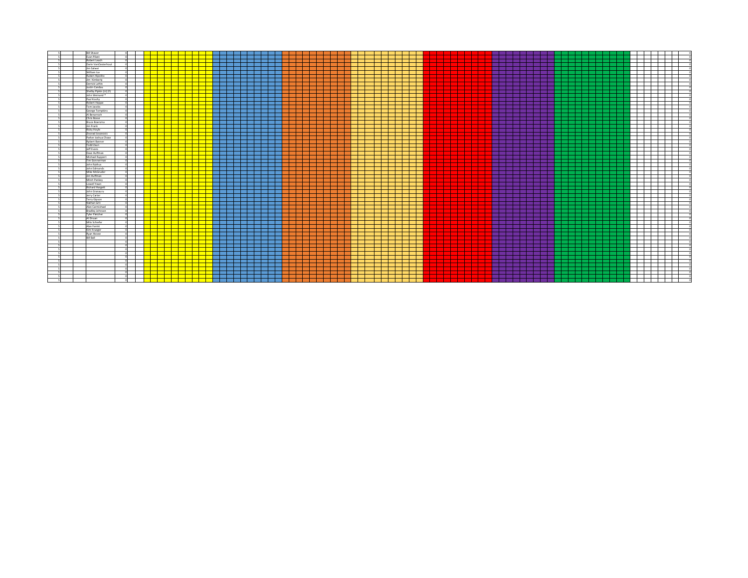| | | | | |
|---|---|---|---|---|
| 5 | | Bill Shaver | 0 | 0 |
| 5 | | Evan Pilant | 0 | 0 |
| 5 | | Robert Leach | 0 | 0 |
| 5 | | Darin VanOosterhout | 0 | 0 |
| 5 | | Jim Salwei | 0 | 0 |
| 5 | | William Ice | 0 | 0 |
| 5 | | Ruben Hipolito | 0 | 0 |
| 5 | | Jim Kimberly | 0 | 0 |
| 5 | | Derrick Loftin | 0 | 0 |
| 5 | | Justin Candau | 0 | 0 |
| 5 | | Shelby Pipkin (Jr) (F) | 0 | 0 |
| 5 | | John Weinand * | 0 | 0 |
| 5 | | Paul Koohy | 0 | 0 |
| 5 | | Robert Hoppe | 0 | 0 |
| 5 | | Tom Jacobs | 0 | 0 |
| 5 | | George Tompkins | 0 | 0 |
| 5 | | Al Benarroch | 0 | 0 |
| 5 | | Chris Bosse | 0 | 0 |
| 5 | | Bruce Boersma | 0 | 0 |
| 5 | | Jim Frank | 0 | 0 |
| 5 | | Ricky Hoyle | 0 | 0 |
| 5 | | Dvorad Jovanovic | 0 | 0 |
| 5 | | Parker Joshua Chase | 0 | 0 |
| 5 | | Rpbert Banner | 0 | 0 |
| 5 | | Todd Zaun | 0 | 0 |
| 5 | | Jeff Evans | 0 | 0 |
| 5 | | Dave Huffman | 0 | 0 |
| 5 | | Michael Ruppert | 0 | 0 |
| 5 | | Tim Gonnerman | 0 | 0 |
| 5 | | John Rykhus | 0 | 0 |
| 5 | | John Edmonds | 0 | 0 |
| 5 | | Mike McGruder | 0 | 0 |
| 5 | | Jim Huffman | 0 | 0 |
| 5 | | Mitch Pankey | 0 | 0 |
| 5 | | Lowell Yoen | 0 | 0 |
| 5 | | Richard Hargett | 0 | 0 |
| 5 | | John Granauru | 0 | 0 |
| 5 | | Jerry Carter | 0 | 0 |
| 5 | | Terry Gipson | 0 | 0 |
| 5 | | Nathan Gitt | 0 | 0 |
| 5 | | Alan Carmichael | 0 | 0 |
| 5 | | Bradley Johnson | 0 | 0 |
| 5 | | Tyler Fletcher | 0 | 0 |
| 5 | | Al Brown | 0 | 0 |
| 5 | | Milo Schiefer | 0 | 0 |
| 5 | | Alan Formki | 0 | 0 |
| 5 | | Kim Krueger | 0 | 0 |
| 5 | | Ryan Hovee | 0 | 0 |
| 5 | | Bill Ball | 0 | 0 |
| 5 | | | 0 | 0 |
| 5 | | | 0 | 0 |
| 5 | | | 0 | 0 |
| 5 | | | 0 | 0 |
| 5 | | | 0 | 0 |
| 5 | | | 0 | 0 |
| 5 | | | 0 | 0 |
| 5 | | | 0 | 0 |
| 5 | | | 0 | 0 |
| 5 | | | 0 | 0 |
| 5 | | | 0 | 0 |